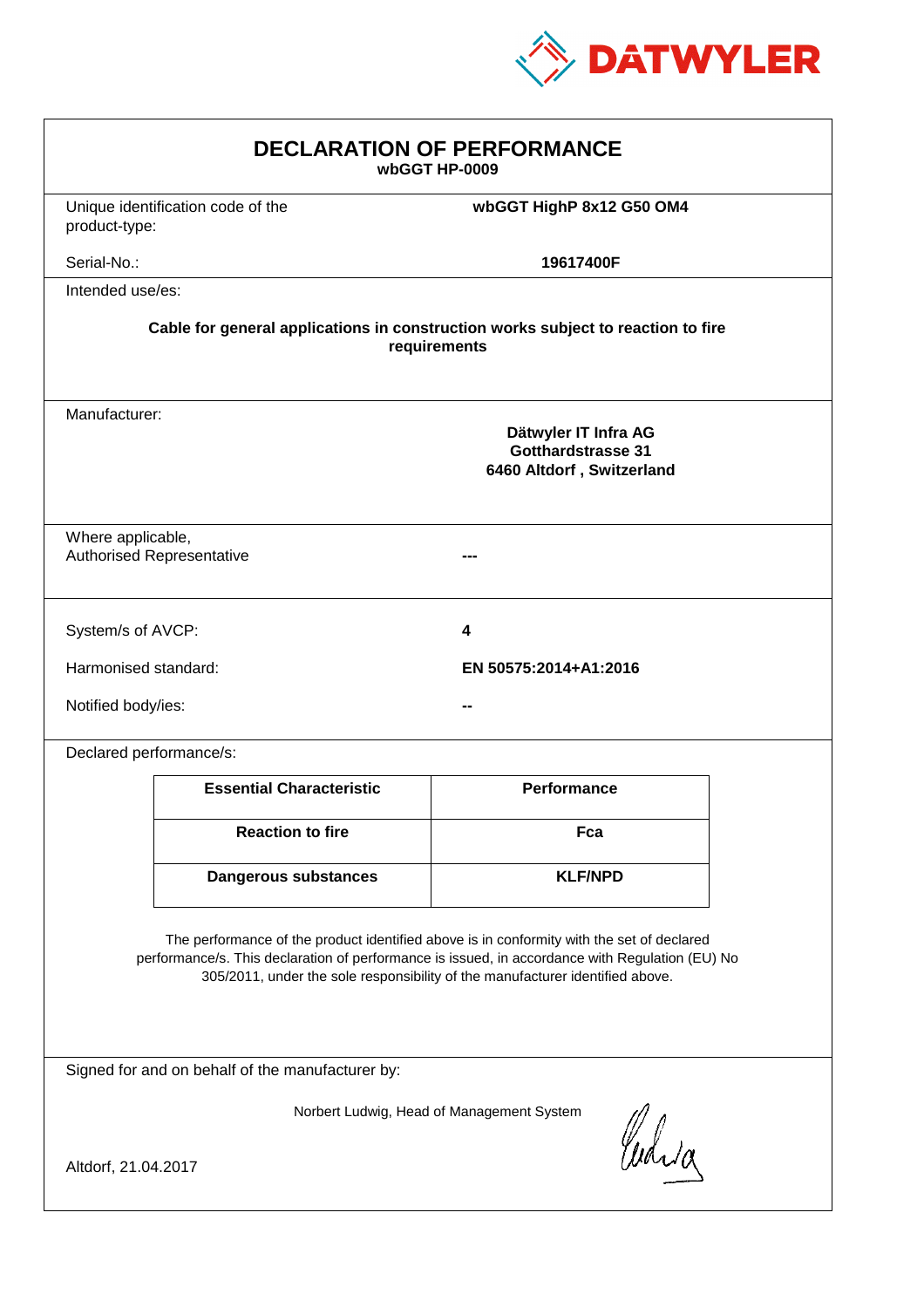DATWYLER

# DECLARATION OF PERFORMANCE

**wbGGT HP-0009**

| | |
|---|---|
| Unique identification code of the product-type: | **wbGGT HighP 8x12 G50 OM4** |
| Serial-No.: | **19617400F** |

Intended use/es:

**Cable for general applications in construction works subject to reaction to fire requirements**

Manufacturer:

**Dätwyler IT Infra AG**
**Gotthardstrasse 31**
**6460 Altdorf , Switzerland**

| | |
|---|---|
| Where applicable, Authorised Representative | **---** |

| | |
|---|---|
| System/s of AVCP: | **4** |
| Harmonised standard: | **EN 50575:2014+A1:2016** |
| Notified body/ies: | **--** |

Declared performance/s:

| Essential Characteristic | Performance |
|---|---|
| **Reaction to fire** | **Fca** |
| **Dangerous substances** | **KLF/NPD** |

The performance of the product identified above is in conformity with the set of declared performance/s. This declaration of performance is issued, in accordance with Regulation (EU) No 305/2011, under the sole responsibility of the manufacturer identified above.

Signed for and on behalf of the manufacturer by:

Norbert Ludwig, Head of Management System

Altdorf, 21.04.2017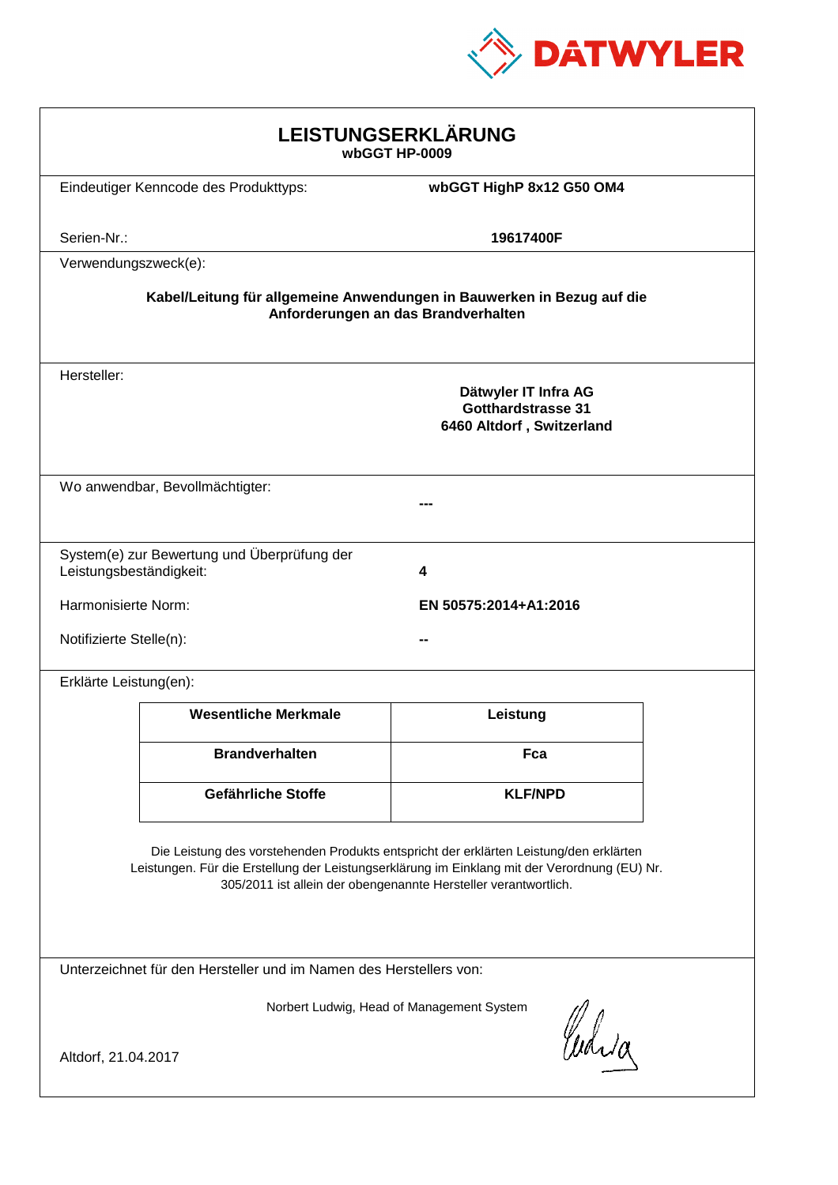DATWYLER

# LEISTUNGSERKLÄRUNG

**wbGGT HP-0009**

Eindeutiger Kenncode des Produkttyps: **wbGGT HighP 8x12 G50 OM4**

Serien-Nr.: **19617400F**

Verwendungszweck(e):

**Kabel/Leitung für allgemeine Anwendungen in Bauwerken in Bezug auf die Anforderungen an das Brandverhalten**

Hersteller:

**Dätwyler IT Infra AG**
**Gotthardstrasse 31**
**6460 Altdorf , Switzerland**

Wo anwendbar, Bevollmächtigter: **---**

System(e) zur Bewertung und Überprüfung der Leistungsbeständigkeit: **4**

Harmonisierte Norm: **EN 50575:2014+A1:2016**

Notifizierte Stelle(n): **--**

Erklärte Leistung(en):

| Wesentliche Merkmale | Leistung |
|---|---|
| **Brandverhalten** | **Fca** |
| **Gefährliche Stoffe** | **KLF/NPD** |

Die Leistung des vorstehenden Produkts entspricht der erklärten Leistung/den erklärten Leistungen. Für die Erstellung der Leistungserklärung im Einklang mit der Verordnung (EU) Nr. 305/2011 ist allein der obengenannte Hersteller verantwortlich.

Unterzeichnet für den Hersteller und im Namen des Herstellers von:

Norbert Ludwig, Head of Management System

Altdorf, 21.04.2017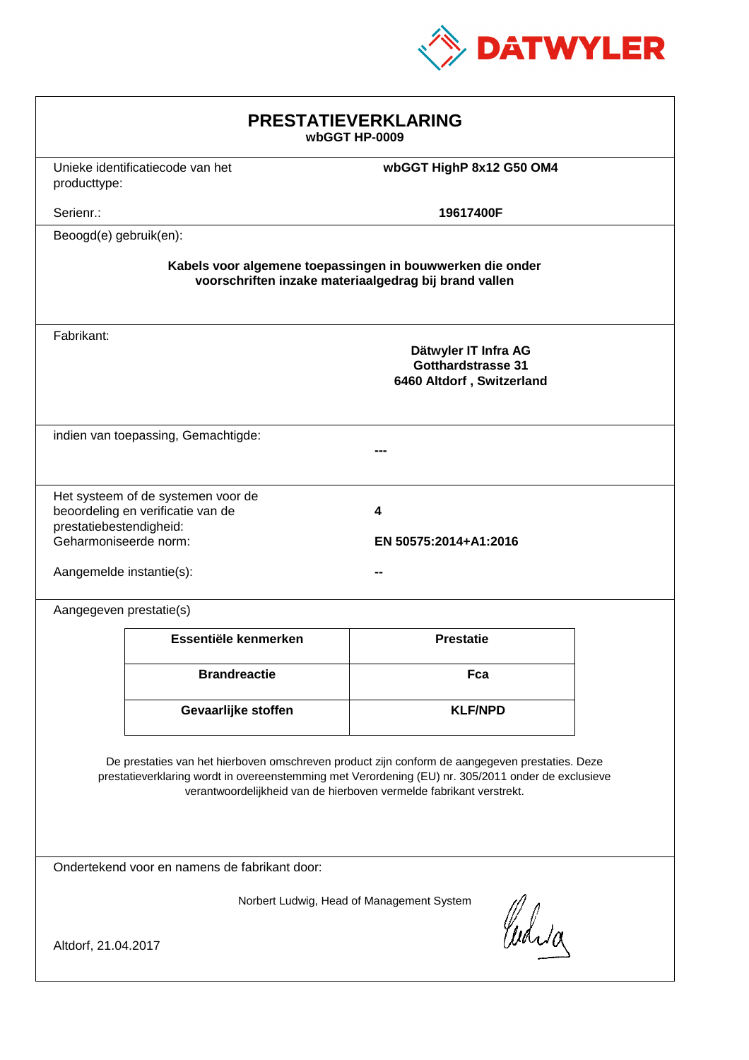# PRESTATIEVERKLARING

**wbGGT HP-0009**

Unieke identificatiecode van het producttype: **wbGGT HighP 8x12 G50 OM4**

Serienr.: **19617400F**

Beoogd(e) gebruik(en):

**Kabels voor algemene toepassingen in bouwwerken die onder voorschriften inzake materiaalgedrag bij brand vallen**

Fabrikant:

**Dätwyler IT Infra AG**
**Gotthardstrasse 31**
**6460 Altdorf , Switzerland**

indien van toepassing, Gemachtigde: **---**

Het systeem of de systemen voor de beoordeling en verificatie van de prestatiebestendigheid: **4**

Geharmoniseerde norm: **EN 50575:2014+A1:2016**

Aangemelde instantie(s): **--**

Aangegeven prestatie(s)

| Essentiële kenmerken | Prestatie |
|---|---|
| **Brandreactie** | **Fca** |
| **Gevaarlijke stoffen** | **KLF/NPD** |

De prestaties van het hierboven omschreven product zijn conform de aangegeven prestaties. Deze prestatieverklaring wordt in overeenstemming met Verordening (EU) nr. 305/2011 onder de exclusieve verantwoordelijkheid van de hierboven vermelde fabrikant verstrekt.

Ondertekend voor en namens de fabrikant door:

Norbert Ludwig, Head of Management System

Altdorf, 21.04.2017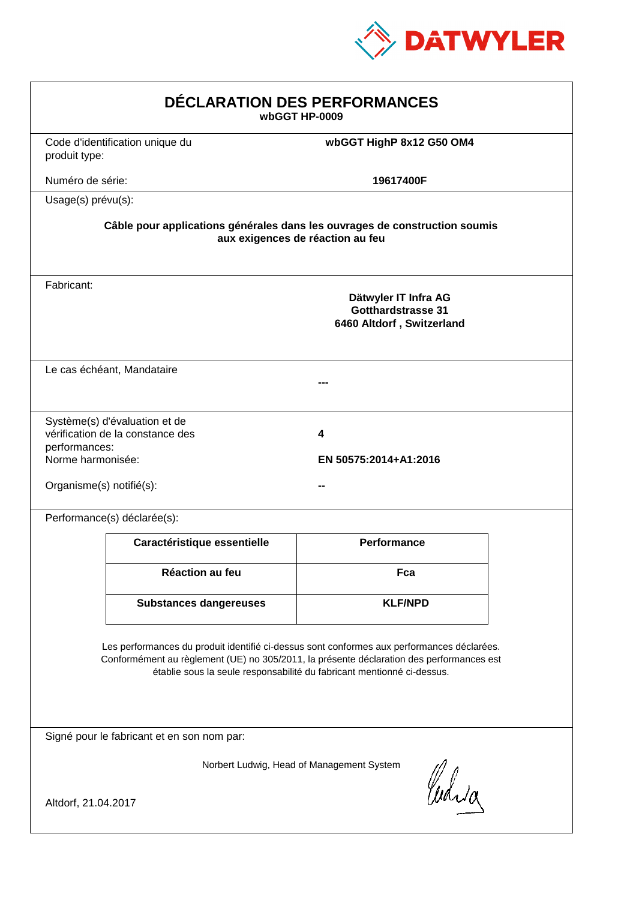DATWYLER

# DÉCLARATION DES PERFORMANCES

**wbGGT HP-0009**

Code d'identification unique du produit type: **wbGGT HighP 8x12 G50 OM4**

Numéro de série: **19617400F**

Usage(s) prévu(s):

**Câble pour applications générales dans les ouvrages de construction soumis aux exigences de réaction au feu**

Fabricant:

**Dätwyler IT Infra AG**
**Gotthardstrasse 31**
**6460 Altdorf , Switzerland**

Le cas échéant, Mandataire

**---**

Système(s) d'évaluation et de vérification de la constance des performances: **4**

Norme harmonisée: **EN 50575:2014+A1:2016**

Organisme(s) notifié(s): **--**

Performance(s) déclarée(s):

| Caractéristique essentielle | Performance |
| --- | --- |
| **Réaction au feu** | **Fca** |
| **Substances dangereuses** | **KLF/NPD** |

Les performances du produit identifié ci-dessus sont conformes aux performances déclarées. Conformément au règlement (UE) no 305/2011, la présente déclaration des performances est établie sous la seule responsabilité du fabricant mentionné ci-dessus.

Signé pour le fabricant et en son nom par:

Norbert Ludwig, Head of Management System

Altdorf, 21.04.2017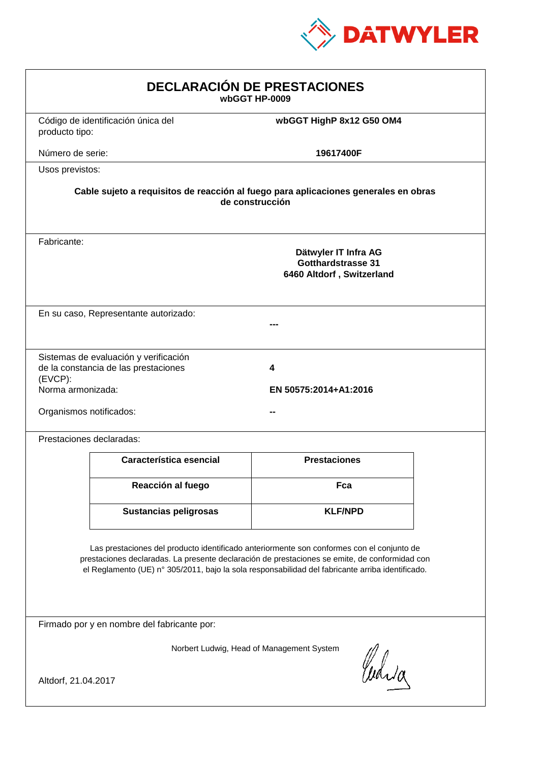DATWYLER

# DECLARACIÓN DE PRESTACIONES

**wbGGT HP-0009**

Código de identificación única del producto tipo: **wbGGT HighP 8x12 G50 OM4**

Número de serie: **19617400F**

Usos previstos:

**Cable sujeto a requisitos de reacción al fuego para aplicaciones generales en obras de construcción**

Fabricante:

**Dätwyler IT Infra AG**
**Gotthardstrasse 31**
**6460 Altdorf , Switzerland**

En su caso, Representante autorizado: **---**

Sistemas de evaluación y verificación de la constancia de las prestaciones (EVCP): **4**

Norma armonizada: **EN 50575:2014+A1:2016**

Organismos notificados: **--**

Prestaciones declaradas:

| Característica esencial | Prestaciones |
|---|---|
| **Reacción al fuego** | **Fca** |
| **Sustancias peligrosas** | **KLF/NPD** |

Las prestaciones del producto identificado anteriormente son conformes con el conjunto de prestaciones declaradas. La presente declaración de prestaciones se emite, de conformidad con el Reglamento (UE) n° 305/2011, bajo la sola responsabilidad del fabricante arriba identificado.

Firmado por y en nombre del fabricante por:

Norbert Ludwig, Head of Management System

Altdorf, 21.04.2017

Ludwig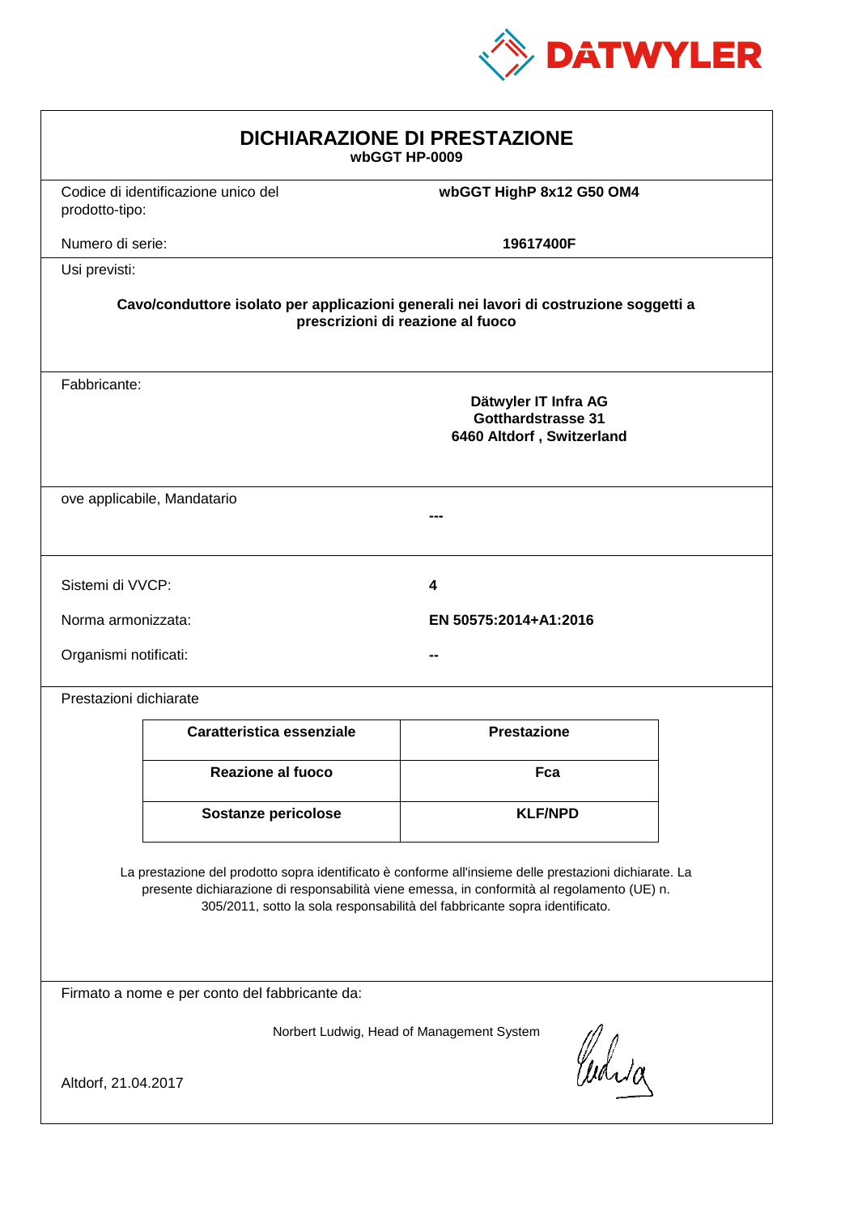DATWYLER

# DICHIARAZIONE DI PRESTAZIONE

**wbGGT HP-0009**

Codice di identificazione unico del prodotto-tipo: **wbGGT HighP 8x12 G50 OM4**

Numero di serie: **19617400F**

Usi previsti:

**Cavo/conduttore isolato per applicazioni generali nei lavori di costruzione soggetti a prescrizioni di reazione al fuoco**

Fabbricante:

**Dätwyler IT Infra AG**
**Gotthardstrasse 31**
**6460 Altdorf , Switzerland**

ove applicabile, Mandatario

**---**

Sistemi di VVCP: **4**

Norma armonizzata: **EN 50575:2014+A1:2016**

Organismi notificati: **--**

Prestazioni dichiarate

| Caratteristica essenziale | Prestazione |
|---|---|
| **Reazione al fuoco** | **Fca** |
| **Sostanze pericolose** | **KLF/NPD** |

La prestazione del prodotto sopra identificato è conforme all'insieme delle prestazioni dichiarate. La presente dichiarazione di responsabilità viene emessa, in conformità al regolamento (UE) n. 305/2011, sotto la sola responsabilità del fabbricante sopra identificato.

Firmato a nome e per conto del fabbricante da:

Norbert Ludwig, Head of Management System

Altdorf, 21.04.2017